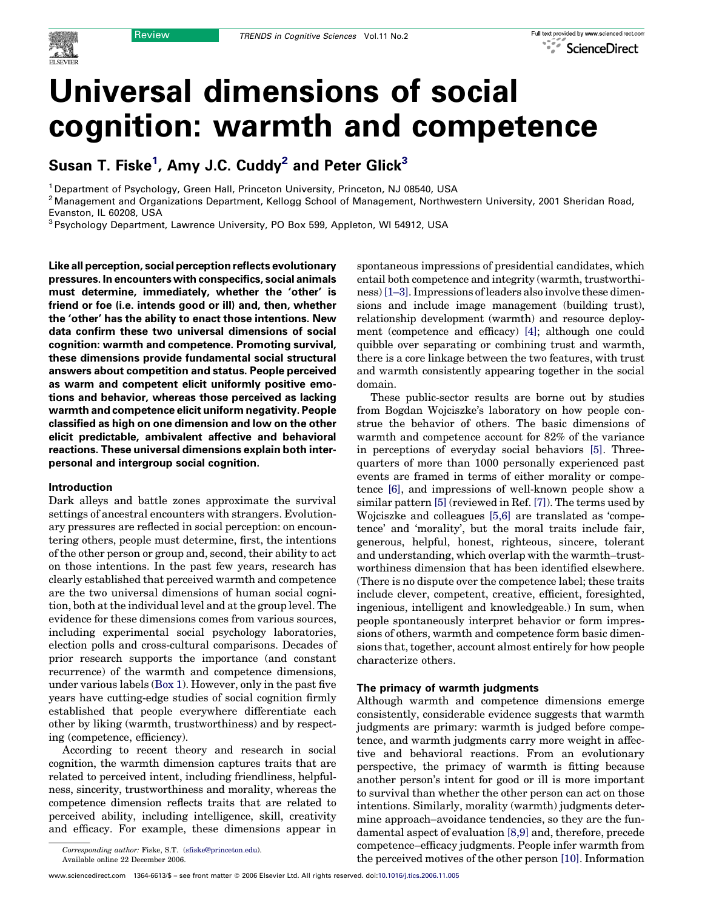# Universal dimensions of social cognition: warmth and competence

Susan T. Fiske[1], Amy J.C. Cuddy[2] and Peter Glick[3]

[1] Department of Psychology, Green Hall, Princeton University, Princeton, NJ 08540, USA

[2] Management and Organizations Department, Kellogg School of Management, Northwestern University, 2001 Sheridan Road, Evanston, IL 60208, USA

[3] Psychology Department, Lawrence University, PO Box 599, Appleton, WI 54912, USA

**Like all perception, social perception reflects evolutionary pressures. In encounters with conspecifics, social animals must determine, immediately, whether the 'other' is friend or foe (i.e. intends good or ill) and, then, whether the 'other' has the ability to enact those intentions. New data confirm these two universal dimensions of social cognition: warmth and competence. Promoting survival, these dimensions provide fundamental social structural answers about competition and status. People perceived as warm and competent elicit uniformly positive emotions and behavior, whereas those perceived as lacking warmth and competence elicit uniform negativity. People classified as high on one dimension and low on the other elicit predictable, ambivalent affective and behavioral reactions. These universal dimensions explain both interpersonal and intergroup social cognition.**

## Introduction

Dark alleys and battle zones approximate the survival settings of ancestral encounters with strangers. Evolutionary pressures are reflected in social perception: on encountering others, people must determine, first, the intentions of the other person or group and, second, their ability to act on those intentions. In the past few years, research has clearly established that perceived warmth and competence are the two universal dimensions of human social cognition, both at the individual level and at the group level. The evidence for these dimensions comes from various sources, including experimental social psychology laboratories, election polls and cross-cultural comparisons. Decades of prior research supports the importance (and constant recurrence) of the warmth and competence dimensions, under various labels (Box 1). However, only in the past five years have cutting-edge studies of social cognition firmly established that people everywhere differentiate each other by liking (warmth, trustworthiness) and by respecting (competence, efficiency).

According to recent theory and research in social cognition, the warmth dimension captures traits that are related to perceived intent, including friendliness, helpfulness, sincerity, trustworthiness and morality, whereas the competence dimension reflects traits that are related to perceived ability, including intelligence, skill, creativity and efficacy. For example, these dimensions appear in spontaneous impressions of presidential candidates, which entail both competence and integrity (warmth, trustworthiness) [1–3]. Impressions of leaders also involve these dimensions and include image management (building trust), relationship development (warmth) and resource deployment (competence and efficacy) [4]; although one could quibble over separating or combining trust and warmth, there is a core linkage between the two features, with trust and warmth consistently appearing together in the social domain.

These public-sector results are borne out by studies from Bogdan Wojciszke's laboratory on how people construe the behavior of others. The basic dimensions of warmth and competence account for 82% of the variance in perceptions of everyday social behaviors [5]. Three-quarters of more than 1000 personally experienced past events are framed in terms of either morality or competence [6], and impressions of well-known people show a similar pattern [5] (reviewed in Ref. [7]). The terms used by Wojciszke and colleagues [5,6] are translated as 'competence' and 'morality', but the moral traits include fair, generous, helpful, honest, righteous, sincere, tolerant and understanding, which overlap with the warmth–trustworthiness dimension that has been identified elsewhere. (There is no dispute over the competence label; these traits include clever, competent, creative, efficient, foresighted, ingenious, intelligent and knowledgeable.) In sum, when people spontaneously interpret behavior or form impressions of others, warmth and competence form basic dimensions that, together, account almost entirely for how people characterize others.

## The primacy of warmth judgments

Although warmth and competence dimensions emerge consistently, considerable evidence suggests that warmth judgments are primary: warmth is judged before competence, and warmth judgments carry more weight in affective and behavioral reactions. From an evolutionary perspective, the primacy of warmth is fitting because another person's intent for good or ill is more important to survival than whether the other person can act on those intentions. Similarly, morality (warmth) judgments determine approach–avoidance tendencies, so they are the fundamental aspect of evaluation [8,9] and, therefore, precede competence–efficacy judgments. People infer warmth from the perceived motives of the other person [10]. Information

*Corresponding author:* Fiske, S.T. (sfiske@princeton.edu).
Available online 22 December 2006.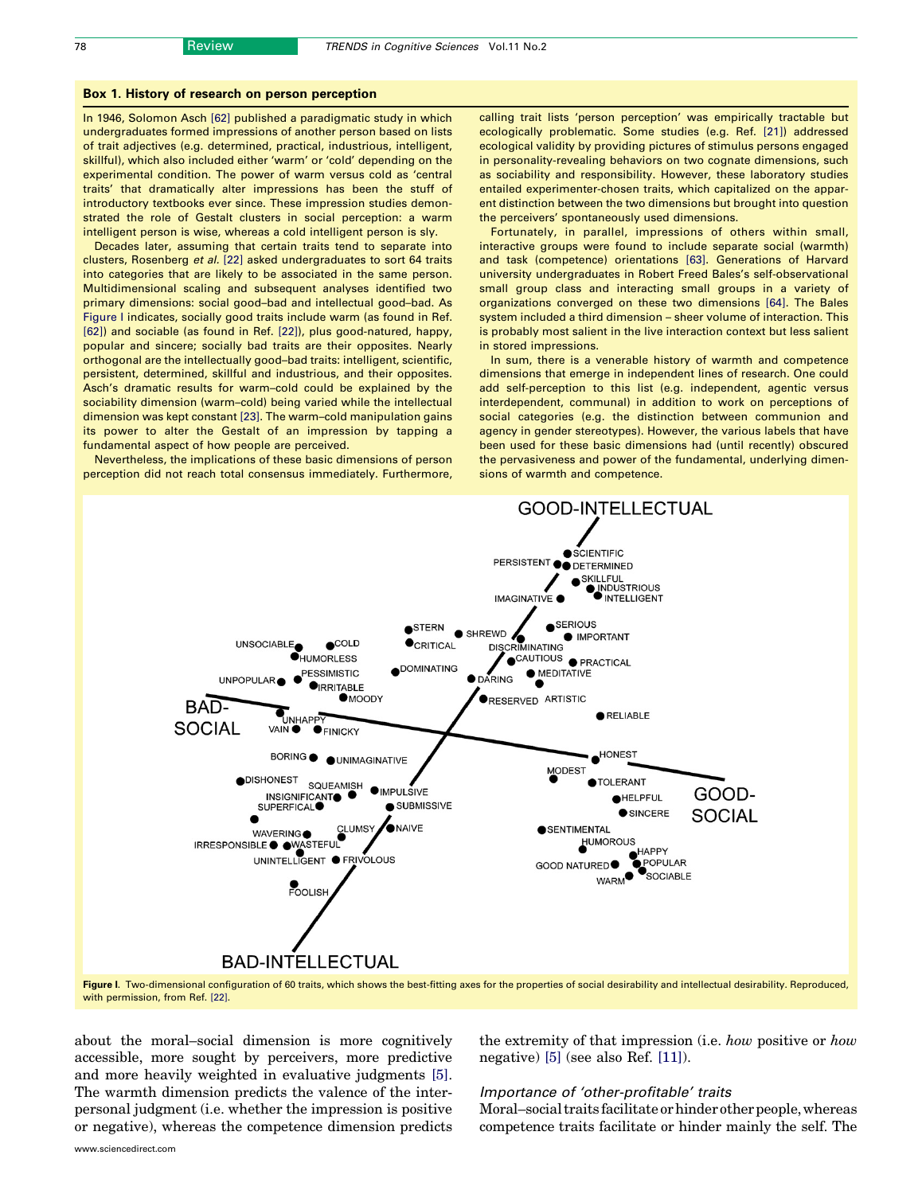### Box 1. History of research on person perception

In 1946, Solomon Asch [62] published a paradigmatic study in which undergraduates formed impressions of another person based on lists of trait adjectives (e.g. determined, practical, industrious, intelligent, skillful), which also included either 'warm' or 'cold' depending on the experimental condition. The power of warm versus cold as 'central traits' that dramatically alter impressions has been the stuff of introductory textbooks ever since. These impression studies demonstrated the role of Gestalt clusters in social perception: a warm intelligent person is wise, whereas a cold intelligent person is sly.

Decades later, assuming that certain traits tend to separate into clusters, Rosenberg *et al.* [22] asked undergraduates to sort 64 traits into categories that are likely to be associated in the same person. Multidimensional scaling and subsequent analyses identified two primary dimensions: social good–bad and intellectual good–bad. As Figure I indicates, socially good traits include warm (as found in Ref. [62]) and sociable (as found in Ref. [22]), plus good-natured, happy, popular and sincere; socially bad traits are their opposites. Nearly orthogonal are the intellectually good–bad traits: intelligent, scientific, persistent, determined, skillful and industrious, and their opposites. Asch's dramatic results for warm–cold could be explained by the sociability dimension (warm–cold) being varied while the intellectual dimension was kept constant [23]. The warm–cold manipulation gains its power to alter the Gestalt of an impression by tapping a fundamental aspect of how people are perceived.

Nevertheless, the implications of these basic dimensions of person perception did not reach total consensus immediately. Furthermore, calling trait lists 'person perception' was empirically tractable but ecologically problematic. Some studies (e.g. Ref. [21]) addressed ecological validity by providing pictures of stimulus persons engaged in personality-revealing behaviors on two cognate dimensions, such as sociability and responsibility. However, these laboratory studies entailed experimenter-chosen traits, which capitalized on the apparent distinction between the two dimensions but brought into question the perceivers' spontaneously used dimensions.

Fortunately, in parallel, impressions of others within small, interactive groups were found to include separate social (warmth) and task (competence) orientations [63]. Generations of Harvard university undergraduates in Robert Freed Bales's self-observational small group class and interacting small groups in a variety of organizations converged on these two dimensions [64]. The Bales system included a third dimension – sheer volume of interaction. This is probably most salient in the live interaction context but less salient in stored impressions.

In sum, there is a venerable history of warmth and competence dimensions that emerge in independent lines of research. One could add self-perception to this list (e.g. independent, agentic versus interdependent, communal) in addition to work on perceptions of social categories (e.g. the distinction between communion and agency in gender stereotypes). However, the various labels that have been used for these basic dimensions had (until recently) obscured the pervasiveness and power of the fundamental, underlying dimensions of warmth and competence.

**Figure I.** Two-dimensional configuration of 60 traits, which shows the best-fitting axes for the properties of social desirability and intellectual desirability. Reproduced, with permission, from Ref. [22].

about the moral–social dimension is more cognitively accessible, more sought by perceivers, more predictive and more heavily weighted in evaluative judgments [5]. The warmth dimension predicts the valence of the interpersonal judgment (i.e. whether the impression is positive or negative), whereas the competence dimension predicts the extremity of that impression (i.e. *how* positive or *how* negative) [5] (see also Ref. [11]).

### *Importance of 'other-profitable' traits*

Moral–social traits facilitate or hinder other people, whereas competence traits facilitate or hinder mainly the self. The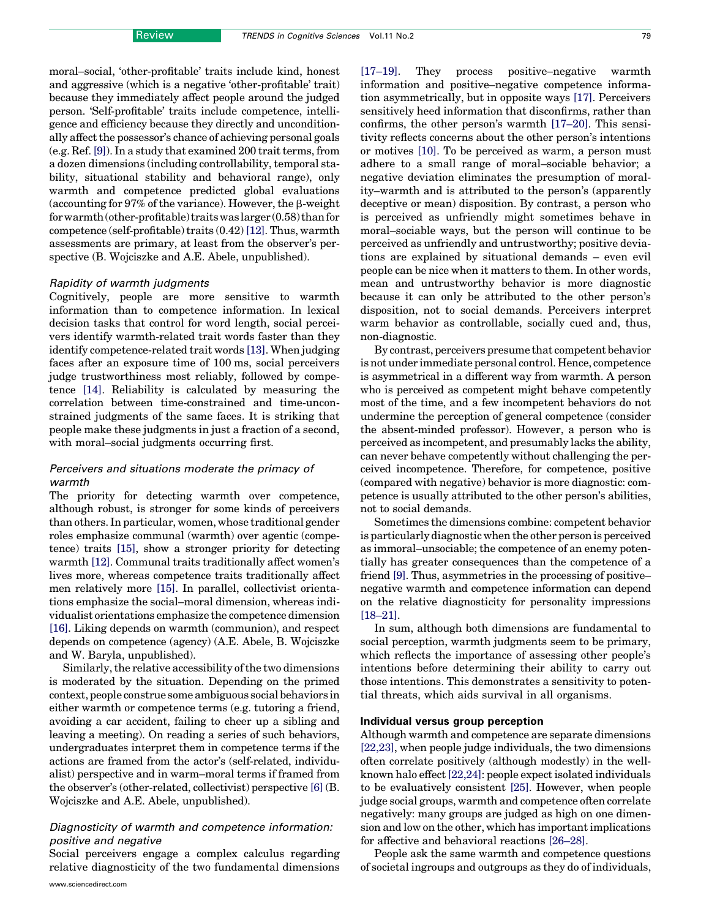moral–social, 'other-profitable' traits include kind, honest and aggressive (which is a negative 'other-profitable' trait) because they immediately affect people around the judged person. 'Self-profitable' traits include competence, intelligence and efficiency because they directly and unconditionally affect the possessor's chance of achieving personal goals (e.g. Ref. [9]). In a study that examined 200 trait terms, from a dozen dimensions (including controllability, temporal stability, situational stability and behavioral range), only warmth and competence predicted global evaluations (accounting for 97% of the variance). However, the β-weight for warmth (other-profitable) traits was larger (0.58) than for competence (self-profitable) traits (0.42) [12]. Thus, warmth assessments are primary, at least from the observer's perspective (B. Wojciszke and A.E. Abele, unpublished).

### *Rapidity of warmth judgments*

Cognitively, people are more sensitive to warmth information than to competence information. In lexical decision tasks that control for word length, social perceivers identify warmth-related trait words faster than they identify competence-related trait words [13]. When judging faces after an exposure time of 100 ms, social perceivers judge trustworthiness most reliably, followed by competence [14]. Reliability is calculated by measuring the correlation between time-constrained and time-unconstrained judgments of the same faces. It is striking that people make these judgments in just a fraction of a second, with moral–social judgments occurring first.

### *Perceivers and situations moderate the primacy of warmth*

The priority for detecting warmth over competence, although robust, is stronger for some kinds of perceivers than others. In particular, women, whose traditional gender roles emphasize communal (warmth) over agentic (competence) traits [15], show a stronger priority for detecting warmth [12]. Communal traits traditionally affect women's lives more, whereas competence traits traditionally affect men relatively more [15]. In parallel, collectivist orientations emphasize the social–moral dimension, whereas individualist orientations emphasize the competence dimension [16]. Liking depends on warmth (communion), and respect depends on competence (agency) (A.E. Abele, B. Wojciszke and W. Baryla, unpublished).

Similarly, the relative accessibility of the two dimensions is moderated by the situation. Depending on the primed context, people construe some ambiguous social behaviors in either warmth or competence terms (e.g. tutoring a friend, avoiding a car accident, failing to cheer up a sibling and leaving a meeting). On reading a series of such behaviors, undergraduates interpret them in competence terms if the actions are framed from the actor's (self-related, individualist) perspective and in warm–moral terms if framed from the observer's (other-related, collectivist) perspective [6] (B. Wojciszke and A.E. Abele, unpublished).

### *Diagnosticity of warmth and competence information: positive and negative*

Social perceivers engage a complex calculus regarding relative diagnosticity of the two fundamental dimensions [17–19]. They process positive–negative warmth information and positive–negative competence information asymmetrically, but in opposite ways [17]. Perceivers sensitively heed information that disconfirms, rather than confirms, the other person's warmth [17–20]. This sensitivity reflects concerns about the other person's intentions or motives [10]. To be perceived as warm, a person must adhere to a small range of moral–sociable behavior; a negative deviation eliminates the presumption of morality–warmth and is attributed to the person's (apparently deceptive or mean) disposition. By contrast, a person who is perceived as unfriendly might sometimes behave in moral–sociable ways, but the person will continue to be perceived as unfriendly and untrustworthy; positive deviations are explained by situational demands – even evil people can be nice when it matters to them. In other words, mean and untrustworthy behavior is more diagnostic because it can only be attributed to the other person's disposition, not to social demands. Perceivers interpret warm behavior as controllable, socially cued and, thus, non-diagnostic.

By contrast, perceivers presume that competent behavior is not under immediate personal control. Hence, competence is asymmetrical in a different way from warmth. A person who is perceived as competent might behave competently most of the time, and a few incompetent behaviors do not undermine the perception of general competence (consider the absent-minded professor). However, a person who is perceived as incompetent, and presumably lacks the ability, can never behave competently without challenging the perceived incompetence. Therefore, for competence, positive (compared with negative) behavior is more diagnostic: competence is usually attributed to the other person's abilities, not to social demands.

Sometimes the dimensions combine: competent behavior is particularly diagnostic when the other person is perceived as immoral–unsociable; the competence of an enemy potentially has greater consequences than the competence of a friend [9]. Thus, asymmetries in the processing of positive–negative warmth and competence information can depend on the relative diagnosticity for personality impressions [18–21].

In sum, although both dimensions are fundamental to social perception, warmth judgments seem to be primary, which reflects the importance of assessing other people's intentions before determining their ability to carry out those intentions. This demonstrates a sensitivity to potential threats, which aids survival in all organisms.

## Individual versus group perception

Although warmth and competence are separate dimensions [22,23], when people judge individuals, the two dimensions often correlate positively (although modestly) in the well-known halo effect [22,24]: people expect isolated individuals to be evaluatively consistent [25]. However, when people judge social groups, warmth and competence often correlate negatively: many groups are judged as high on one dimension and low on the other, which has important implications for affective and behavioral reactions [26–28].

People ask the same warmth and competence questions of societal ingroups and outgroups as they do of individuals,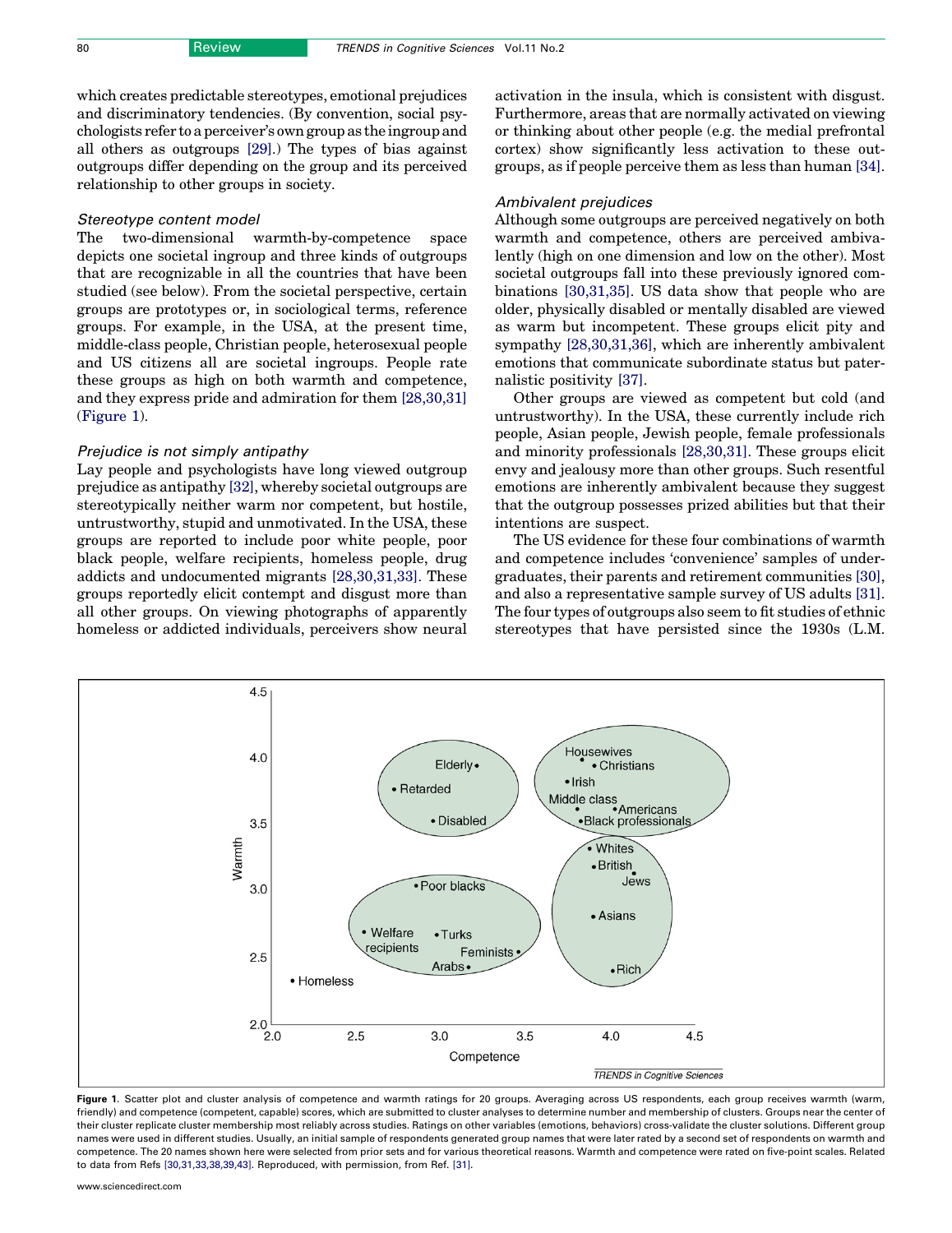which creates predictable stereotypes, emotional prejudices and discriminatory tendencies. (By convention, social psychologists refer to a perceiver's own group as the ingroup and all others as outgroups [29].) The types of bias against outgroups differ depending on the group and its perceived relationship to other groups in society.

### *Stereotype content model*

The two-dimensional warmth-by-competence space depicts one societal ingroup and three kinds of outgroups that are recognizable in all the countries that have been studied (see below). From the societal perspective, certain groups are prototypes or, in sociological terms, reference groups. For example, in the USA, at the present time, middle-class people, Christian people, heterosexual people and US citizens all are societal ingroups. People rate these groups as high on both warmth and competence, and they express pride and admiration for them [28,30,31] (Figure 1).

### *Prejudice is not simply antipathy*

Lay people and psychologists have long viewed outgroup prejudice as antipathy [32], whereby societal outgroups are stereotypically neither warm nor competent, but hostile, untrustworthy, stupid and unmotivated. In the USA, these groups are reported to include poor white people, poor black people, welfare recipients, homeless people, drug addicts and undocumented migrants [28,30,31,33]. These groups reportedly elicit contempt and disgust more than all other groups. On viewing photographs of apparently homeless or addicted individuals, perceivers show neural activation in the insula, which is consistent with disgust. Furthermore, areas that are normally activated on viewing or thinking about other people (e.g. the medial prefrontal cortex) show significantly less activation to these outgroups, as if people perceive them as less than human [34].

### *Ambivalent prejudices*

Although some outgroups are perceived negatively on both warmth and competence, others are perceived ambivalently (high on one dimension and low on the other). Most societal outgroups fall into these previously ignored combinations [30,31,35]. US data show that people who are older, physically disabled or mentally disabled are viewed as warm but incompetent. These groups elicit pity and sympathy [28,30,31,36], which are inherently ambivalent emotions that communicate subordinate status but paternalistic positivity [37].

Other groups are viewed as competent but cold (and untrustworthy). In the USA, these currently include rich people, Asian people, Jewish people, female professionals and minority professionals [28,30,31]. These groups elicit envy and jealousy more than other groups. Such resentful emotions are inherently ambivalent because they suggest that the outgroup possesses prized abilities but that their intentions are suspect.

The US evidence for these four combinations of warmth and competence includes 'convenience' samples of undergraduates, their parents and retirement communities [30], and also a representative sample survey of US adults [31]. The four types of outgroups also seem to fit studies of ethnic stereotypes that have persisted since the 1930s (L.M.

**Figure 1**. Scatter plot and cluster analysis of competence and warmth ratings for 20 groups. Averaging across US respondents, each group receives warmth (warm, friendly) and competence (competent, capable) scores, which are submitted to cluster analyses to determine number and membership of clusters. Groups near the center of their cluster replicate cluster membership most reliably across studies. Ratings on other variables (emotions, behaviors) cross-validate the cluster solutions. Different group names were used in different studies. Usually, an initial sample of respondents generated group names that were later rated by a second set of respondents on warmth and competence. The 20 names shown here were selected from prior sets and for various theoretical reasons. Warmth and competence were rated on five-point scales. Related to data from Refs [30,31,33,38,39,43]. Reproduced, with permission, from Ref. [31].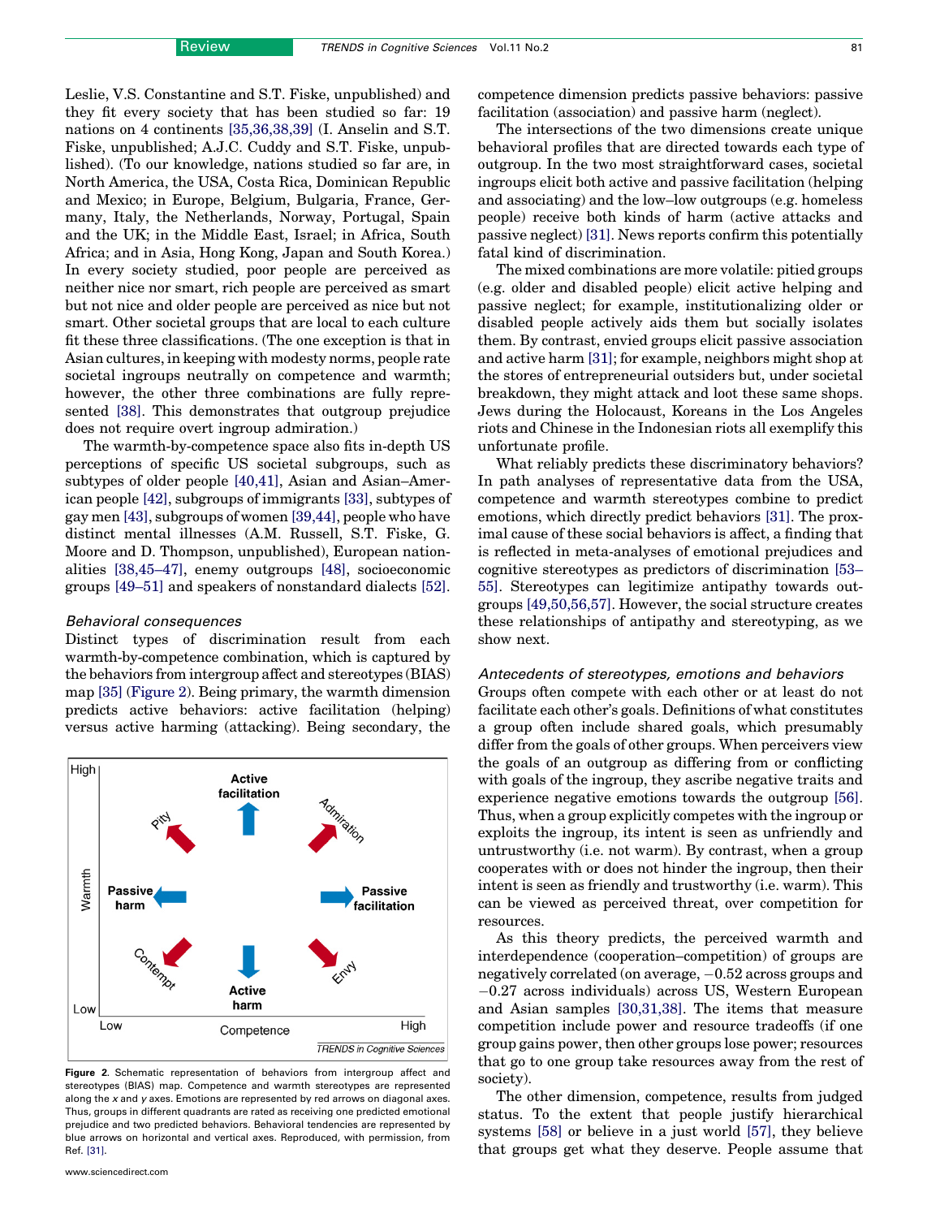Leslie, V.S. Constantine and S.T. Fiske, unpublished) and they fit every society that has been studied so far: 19 nations on 4 continents [35,36,38,39] (I. Anselin and S.T. Fiske, unpublished; A.J.C. Cuddy and S.T. Fiske, unpublished). (To our knowledge, nations studied so far are, in North America, the USA, Costa Rica, Dominican Republic and Mexico; in Europe, Belgium, Bulgaria, France, Germany, Italy, the Netherlands, Norway, Portugal, Spain and the UK; in the Middle East, Israel; in Africa, South Africa; and in Asia, Hong Kong, Japan and South Korea.) In every society studied, poor people are perceived as neither nice nor smart, rich people are perceived as smart but not nice and older people are perceived as nice but not smart. Other societal groups that are local to each culture fit these three classifications. (The one exception is that in Asian cultures, in keeping with modesty norms, people rate societal ingroups neutrally on competence and warmth; however, the other three combinations are fully represented [38]. This demonstrates that outgroup prejudice does not require overt ingroup admiration.)

The warmth-by-competence space also fits in-depth US perceptions of specific US societal subgroups, such as subtypes of older people [40,41], Asian and Asian–American people [42], subgroups of immigrants [33], subtypes of gay men [43], subgroups of women [39,44], people who have distinct mental illnesses (A.M. Russell, S.T. Fiske, G. Moore and D. Thompson, unpublished), European nationalities [38,45–47], enemy outgroups [48], socioeconomic groups [49–51] and speakers of nonstandard dialects [52].

### *Behavioral consequences*

Distinct types of discrimination result from each warmth-by-competence combination, which is captured by the behaviors from intergroup affect and stereotypes (BIAS) map [35] (Figure 2). Being primary, the warmth dimension predicts active behaviors: active facilitation (helping) versus active harming (attacking). Being secondary, the competence dimension predicts passive behaviors: passive facilitation (association) and passive harm (neglect).

**Figure 2.** Schematic representation of behaviors from intergroup affect and stereotypes (BIAS) map. Competence and warmth stereotypes are represented along the x and y axes. Emotions are represented by red arrows on diagonal axes. Thus, groups in different quadrants are rated as receiving one predicted emotional prejudice and two predicted behaviors. Behavioral tendencies are represented by blue arrows on horizontal and vertical axes. Reproduced, with permission, from Ref. [31].

The intersections of the two dimensions create unique behavioral profiles that are directed towards each type of outgroup. In the two most straightforward cases, societal ingroups elicit both active and passive facilitation (helping and associating) and the low–low outgroups (e.g. homeless people) receive both kinds of harm (active attacks and passive neglect) [31]. News reports confirm this potentially fatal kind of discrimination.

The mixed combinations are more volatile: pitied groups (e.g. older and disabled people) elicit active helping and passive neglect; for example, institutionalizing older or disabled people actively aids them but socially isolates them. By contrast, envied groups elicit passive association and active harm [31]; for example, neighbors might shop at the stores of entrepreneurial outsiders but, under societal breakdown, they might attack and loot these same shops. Jews during the Holocaust, Koreans in the Los Angeles riots and Chinese in the Indonesian riots all exemplify this unfortunate profile.

What reliably predicts these discriminatory behaviors? In path analyses of representative data from the USA, competence and warmth stereotypes combine to predict emotions, which directly predict behaviors [31]. The proximal cause of these social behaviors is affect, a finding that is reflected in meta-analyses of emotional prejudices and cognitive stereotypes as predictors of discrimination [53–55]. Stereotypes can legitimize antipathy towards outgroups [49,50,56,57]. However, the social structure creates these relationships of antipathy and stereotyping, as we show next.

### *Antecedents of stereotypes, emotions and behaviors*

Groups often compete with each other or at least do not facilitate each other's goals. Definitions of what constitutes a group often include shared goals, which presumably differ from the goals of other groups. When perceivers view the goals of an outgroup as differing from or conflicting with goals of the ingroup, they ascribe negative traits and experience negative emotions towards the outgroup [56]. Thus, when a group explicitly competes with the ingroup or exploits the ingroup, its intent is seen as unfriendly and untrustworthy (i.e. not warm). By contrast, when a group cooperates with or does not hinder the ingroup, then their intent is seen as friendly and trustworthy (i.e. warm). This can be viewed as perceived threat, over competition for resources.

As this theory predicts, the perceived warmth and interdependence (cooperation–competition) of groups are negatively correlated (on average, −0.52 across groups and −0.27 across individuals) across US, Western European and Asian samples [30,31,38]. The items that measure competition include power and resource tradeoffs (if one group gains power, then other groups lose power; resources that go to one group take resources away from the rest of society).

The other dimension, competence, results from judged status. To the extent that people justify hierarchical systems [58] or believe in a just world [57], they believe that groups get what they deserve. People assume that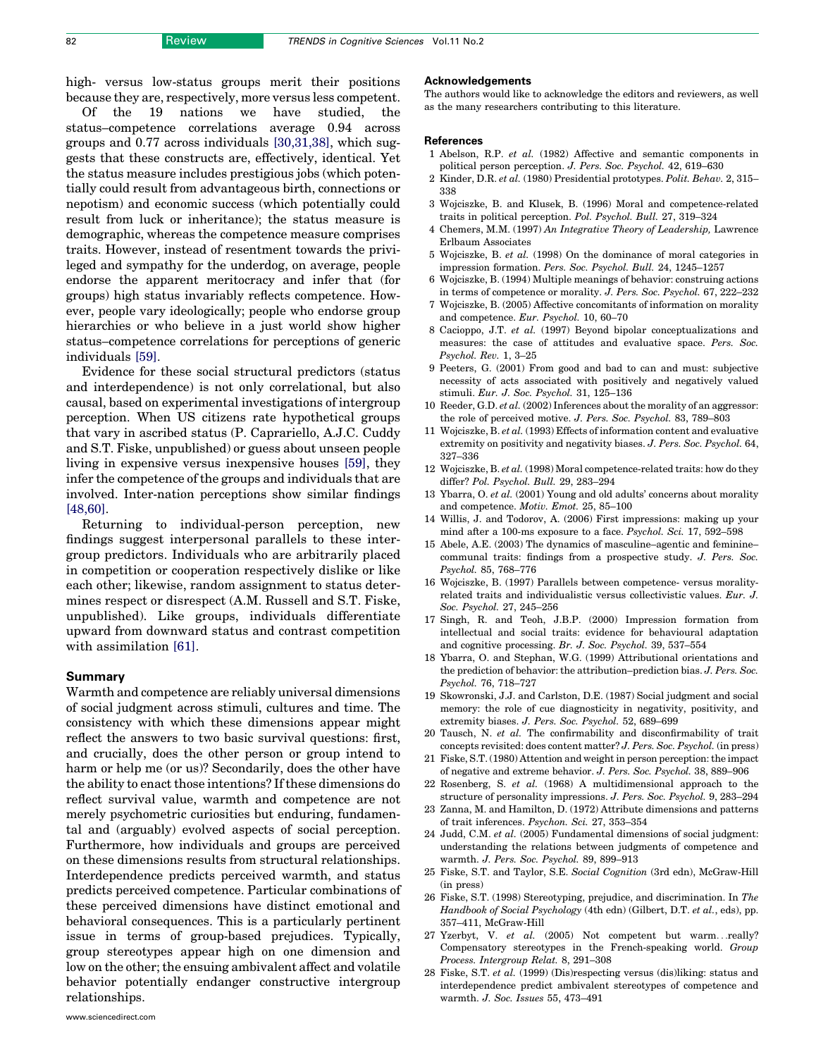high- versus low-status groups merit their positions because they are, respectively, more versus less competent.

Of the 19 nations we have studied, the status–competence correlations average 0.94 across groups and 0.77 across individuals [30,31,38], which suggests that these constructs are, effectively, identical. Yet the status measure includes prestigious jobs (which potentially could result from advantageous birth, connections or nepotism) and economic success (which potentially could result from luck or inheritance); the status measure is demographic, whereas the competence measure comprises traits. However, instead of resentment towards the privileged and sympathy for the underdog, on average, people endorse the apparent meritocracy and infer that (for groups) high status invariably reflects competence. However, people vary ideologically; people who endorse group hierarchies or who believe in a just world show higher status–competence correlations for perceptions of generic individuals [59].

Evidence for these social structural predictors (status and interdependence) is not only correlational, but also causal, based on experimental investigations of intergroup perception. When US citizens rate hypothetical groups that vary in ascribed status (P. Caprariello, A.J.C. Cuddy and S.T. Fiske, unpublished) or guess about unseen people living in expensive versus inexpensive houses [59], they infer the competence of the groups and individuals that are involved. Inter-nation perceptions show similar findings [48,60].

Returning to individual-person perception, new findings suggest interpersonal parallels to these intergroup predictors. Individuals who are arbitrarily placed in competition or cooperation respectively dislike or like each other; likewise, random assignment to status determines respect or disrespect (A.M. Russell and S.T. Fiske, unpublished). Like groups, individuals differentiate upward from downward status and contrast competition with assimilation [61].

## Summary

Warmth and competence are reliably universal dimensions of social judgment across stimuli, cultures and time. The consistency with which these dimensions appear might reflect the answers to two basic survival questions: first, and crucially, does the other person or group intend to harm or help me (or us)? Secondarily, does the other have the ability to enact those intentions? If these dimensions do reflect survival value, warmth and competence are not merely psychometric curiosities but enduring, fundamental and (arguably) evolved aspects of social perception. Furthermore, how individuals and groups are perceived on these dimensions results from structural relationships. Interdependence predicts perceived warmth, and status predicts perceived competence. Particular combinations of these perceived dimensions have distinct emotional and behavioral consequences. This is a particularly pertinent issue in terms of group-based prejudices. Typically, group stereotypes appear high on one dimension and low on the other; the ensuing ambivalent affect and volatile behavior potentially endanger constructive intergroup relationships.

### Acknowledgements

The authors would like to acknowledge the editors and reviewers, as well as the many researchers contributing to this literature.

### References

1 Abelson, R.P. *et al.* (1982) Affective and semantic components in political person perception. *J. Pers. Soc. Psychol.* 42, 619–630

2 Kinder, D.R. *et al.* (1980) Presidential prototypes. *Polit. Behav.* 2, 315–338

3 Wojciszke, B. and Klusek, B. (1996) Moral and competence-related traits in political perception. *Pol. Psychol. Bull.* 27, 319–324

4 Chemers, M.M. (1997) *An Integrative Theory of Leadership,* Lawrence Erlbaum Associates

5 Wojciszke, B. *et al.* (1998) On the dominance of moral categories in impression formation. *Pers. Soc. Psychol. Bull.* 24, 1245–1257

6 Wojciszke, B. (1994) Multiple meanings of behavior: construing actions in terms of competence or morality. *J. Pers. Soc. Psychol.* 67, 222–232

7 Wojciszke, B. (2005) Affective concomitants of information on morality and competence. *Eur. Psychol.* 10, 60–70

8 Cacioppo, J.T. *et al.* (1997) Beyond bipolar conceptualizations and measures: the case of attitudes and evaluative space. *Pers. Soc. Psychol. Rev.* 1, 3–25

9 Peeters, G. (2001) From good and bad to can and must: subjective necessity of acts associated with positively and negatively valued stimuli. *Eur. J. Soc. Psychol.* 31, 125–136

10 Reeder, G.D. *et al.* (2002) Inferences about the morality of an aggressor: the role of perceived motive. *J. Pers. Soc. Psychol.* 83, 789–803

11 Wojciszke, B. *et al.* (1993) Effects of information content and evaluative extremity on positivity and negativity biases. *J. Pers. Soc. Psychol.* 64, 327–336

12 Wojciszke, B. *et al.* (1998) Moral competence-related traits: how do they differ? *Pol. Psychol. Bull.* 29, 283–294

13 Ybarra, O. *et al.* (2001) Young and old adults' concerns about morality and competence. *Motiv. Emot.* 25, 85–100

14 Willis, J. and Todorov, A. (2006) First impressions: making up your mind after a 100-ms exposure to a face. *Psychol. Sci.* 17, 592–598

15 Abele, A.E. (2003) The dynamics of masculine–agentic and feminine–communal traits: findings from a prospective study. *J. Pers. Soc. Psychol.* 85, 768–776

16 Wojciszke, B. (1997) Parallels between competence- versus morality-related traits and individualistic versus collectivistic values. *Eur. J. Soc. Psychol.* 27, 245–256

17 Singh, R. and Teoh, J.B.P. (2000) Impression formation from intellectual and social traits: evidence for behavioural adaptation and cognitive processing. *Br. J. Soc. Psychol.* 39, 537–554

18 Ybarra, O. and Stephan, W.G. (1999) Attributional orientations and the prediction of behavior: the attribution–prediction bias. *J. Pers. Soc. Psychol.* 76, 718–727

19 Skowronski, J.J. and Carlston, D.E. (1987) Social judgment and social memory: the role of cue diagnosticity in negativity, positivity, and extremity biases. *J. Pers. Soc. Psychol.* 52, 689–699

20 Tausch, N. *et al.* The confirmability and disconfirmability of trait concepts revisited: does content matter? *J. Pers. Soc. Psychol.* (in press)

21 Fiske, S.T. (1980) Attention and weight in person perception: the impact of negative and extreme behavior. *J. Pers. Soc. Psychol.* 38, 889–906

22 Rosenberg, S. *et al.* (1968) A multidimensional approach to the structure of personality impressions. *J. Pers. Soc. Psychol.* 9, 283–294

23 Zanna, M. and Hamilton, D. (1972) Attribute dimensions and patterns of trait inferences. *Psychon. Sci.* 27, 353–354

24 Judd, C.M. *et al.* (2005) Fundamental dimensions of social judgment: understanding the relations between judgments of competence and warmth. *J. Pers. Soc. Psychol.* 89, 899–913

25 Fiske, S.T. and Taylor, S.E. *Social Cognition* (3rd edn), McGraw-Hill (in press)

26 Fiske, S.T. (1998) Stereotyping, prejudice, and discrimination. In *The Handbook of Social Psychology* (4th edn) (Gilbert, D.T. *et al.*, eds), pp. 357–411, McGraw-Hill

27 Yzerbyt, V. *et al.* (2005) Not competent but warm...really? Compensatory stereotypes in the French-speaking world. *Group Process. Intergroup Relat.* 8, 291–308

28 Fiske, S.T. *et al.* (1999) (Dis)respecting versus (dis)liking: status and interdependence predict ambivalent stereotypes of competence and warmth. *J. Soc. Issues* 55, 473–491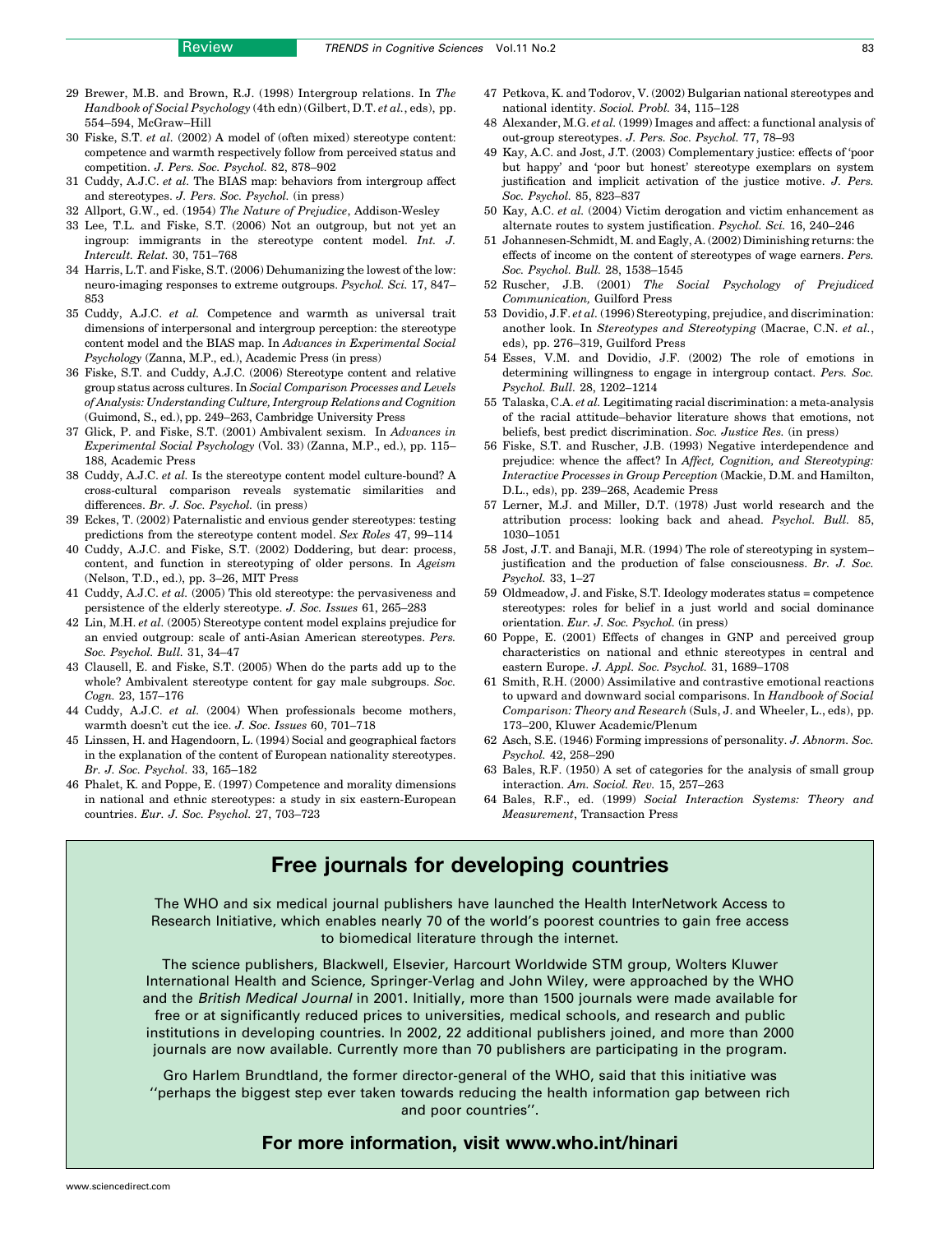29 Brewer, M.B. and Brown, R.J. (1998) Intergroup relations. In *The Handbook of Social Psychology* (4th edn) (Gilbert, D.T. *et al.*, eds), pp. 554–594, McGraw–Hill

30 Fiske, S.T. *et al.* (2002) A model of (often mixed) stereotype content: competence and warmth respectively follow from perceived status and competition. *J. Pers. Soc. Psychol.* 82, 878–902

31 Cuddy, A.J.C. *et al.* The BIAS map: behaviors from intergroup affect and stereotypes. *J. Pers. Soc. Psychol.* (in press)

32 Allport, G.W., ed. (1954) *The Nature of Prejudice*, Addison-Wesley

33 Lee, T.L. and Fiske, S.T. (2006) Not an outgroup, but not yet an ingroup: immigrants in the stereotype content model. *Int. J. Intercult. Relat.* 30, 751–768

34 Harris, L.T. and Fiske, S.T. (2006) Dehumanizing the lowest of the low: neuro-imaging responses to extreme outgroups. *Psychol. Sci.* 17, 847–853

35 Cuddy, A.J.C. *et al.* Competence and warmth as universal trait dimensions of interpersonal and intergroup perception: the stereotype content model and the BIAS map. In *Advances in Experimental Social Psychology* (Zanna, M.P., ed.), Academic Press (in press)

36 Fiske, S.T. and Cuddy, A.J.C. (2006) Stereotype content and relative group status across cultures. In *Social Comparison Processes and Levels of Analysis: Understanding Culture, Intergroup Relations and Cognition* (Guimond, S., ed.), pp. 249–263, Cambridge University Press

37 Glick, P. and Fiske, S.T. (2001) Ambivalent sexism. In *Advances in Experimental Social Psychology* (Vol. 33) (Zanna, M.P., ed.), pp. 115–188, Academic Press

38 Cuddy, A.J.C. *et al.* Is the stereotype content model culture-bound? A cross-cultural comparison reveals systematic similarities and differences. *Br. J. Soc. Psychol.* (in press)

39 Eckes, T. (2002) Paternalistic and envious gender stereotypes: testing predictions from the stereotype content model. *Sex Roles* 47, 99–114

40 Cuddy, A.J.C. and Fiske, S.T. (2002) Doddering, but dear: process, content, and function in stereotyping of older persons. In *Ageism* (Nelson, T.D., ed.), pp. 3–26, MIT Press

41 Cuddy, A.J.C. *et al.* (2005) This old stereotype: the pervasiveness and persistence of the elderly stereotype. *J. Soc. Issues* 61, 265–283

42 Lin, M.H. *et al.* (2005) Stereotype content model explains prejudice for an envied outgroup: scale of anti-Asian American stereotypes. *Pers. Soc. Psychol. Bull.* 31, 34–47

43 Clausell, E. and Fiske, S.T. (2005) When do the parts add up to the whole? Ambivalent stereotype content for gay male subgroups. *Soc. Cogn.* 23, 157–176

44 Cuddy, A.J.C. *et al.* (2004) When professionals become mothers, warmth doesn't cut the ice. *J. Soc. Issues* 60, 701–718

45 Linssen, H. and Hagendoorn, L. (1994) Social and geographical factors in the explanation of the content of European nationality stereotypes. *Br. J. Soc. Psychol.* 33, 165–182

46 Phalet, K. and Poppe, E. (1997) Competence and morality dimensions in national and ethnic stereotypes: a study in six eastern-European countries. *Eur. J. Soc. Psychol.* 27, 703–723

47 Petkova, K. and Todorov, V. (2002) Bulgarian national stereotypes and national identity. *Sociol. Probl.* 34, 115–128

48 Alexander, M.G. *et al.* (1999) Images and affect: a functional analysis of out-group stereotypes. *J. Pers. Soc. Psychol.* 77, 78–93

49 Kay, A.C. and Jost, J.T. (2003) Complementary justice: effects of 'poor but happy' and 'poor but honest' stereotype exemplars on system justification and implicit activation of the justice motive. *J. Pers. Soc. Psychol.* 85, 823–837

50 Kay, A.C. *et al.* (2004) Victim derogation and victim enhancement as alternate routes to system justification. *Psychol. Sci.* 16, 240–246

51 Johannesen-Schmidt, M. and Eagly, A. (2002) Diminishing returns: the effects of income on the content of stereotypes of wage earners. *Pers. Soc. Psychol. Bull.* 28, 1538–1545

52 Ruscher, J.B. (2001) *The Social Psychology of Prejudiced Communication,* Guilford Press

53 Dovidio, J.F. *et al.* (1996) Stereotyping, prejudice, and discrimination: another look. In *Stereotypes and Stereotyping* (Macrae, C.N. *et al.*, eds), pp. 276–319, Guilford Press

54 Esses, V.M. and Dovidio, J.F. (2002) The role of emotions in determining willingness to engage in intergroup contact. *Pers. Soc. Psychol. Bull.* 28, 1202–1214

55 Talaska, C.A. *et al.* Legitimating racial discrimination: a meta-analysis of the racial attitude–behavior literature shows that emotions, not beliefs, best predict discrimination. *Soc. Justice Res.* (in press)

56 Fiske, S.T. and Ruscher, J.B. (1993) Negative interdependence and prejudice: whence the affect? In *Affect, Cognition, and Stereotyping: Interactive Processes in Group Perception* (Mackie, D.M. and Hamilton, D.L., eds), pp. 239–268, Academic Press

57 Lerner, M.J. and Miller, D.T. (1978) Just world research and the attribution process: looking back and ahead. *Psychol. Bull.* 85, 1030–1051

58 Jost, J.T. and Banaji, M.R. (1994) The role of stereotyping in system–justification and the production of false consciousness. *Br. J. Soc. Psychol.* 33, 1–27

59 Oldmeadow, J. and Fiske, S.T. Ideology moderates status = competence stereotypes: roles for belief in a just world and social dominance orientation. *Eur. J. Soc. Psychol.* (in press)

60 Poppe, E. (2001) Effects of changes in GNP and perceived group characteristics on national and ethnic stereotypes in central and eastern Europe. *J. Appl. Soc. Psychol.* 31, 1689–1708

61 Smith, R.H. (2000) Assimilative and contrastive emotional reactions to upward and downward social comparisons. In *Handbook of Social Comparison: Theory and Research* (Suls, J. and Wheeler, L., eds), pp. 173–200, Kluwer Academic/Plenum

62 Asch, S.E. (1946) Forming impressions of personality. *J. Abnorm. Soc. Psychol.* 42, 258–290

63 Bales, R.F. (1950) A set of categories for the analysis of small group interaction. *Am. Sociol. Rev.* 15, 257–263

64 Bales, R.F., ed. (1999) *Social Interaction Systems: Theory and Measurement*, Transaction Press

## Free journals for developing countries

The WHO and six medical journal publishers have launched the Health InterNetwork Access to Research Initiative, which enables nearly 70 of the world's poorest countries to gain free access to biomedical literature through the internet.

The science publishers, Blackwell, Elsevier, Harcourt Worldwide STM group, Wolters Kluwer International Health and Science, Springer-Verlag and John Wiley, were approached by the WHO and the *British Medical Journal* in 2001. Initially, more than 1500 journals were made available for free or at significantly reduced prices to universities, medical schools, and research and public institutions in developing countries. In 2002, 22 additional publishers joined, and more than 2000 journals are now available. Currently more than 70 publishers are participating in the program.

Gro Harlem Brundtland, the former director-general of the WHO, said that this initiative was ''perhaps the biggest step ever taken towards reducing the health information gap between rich and poor countries''.

**For more information, visit www.who.int/hinari**